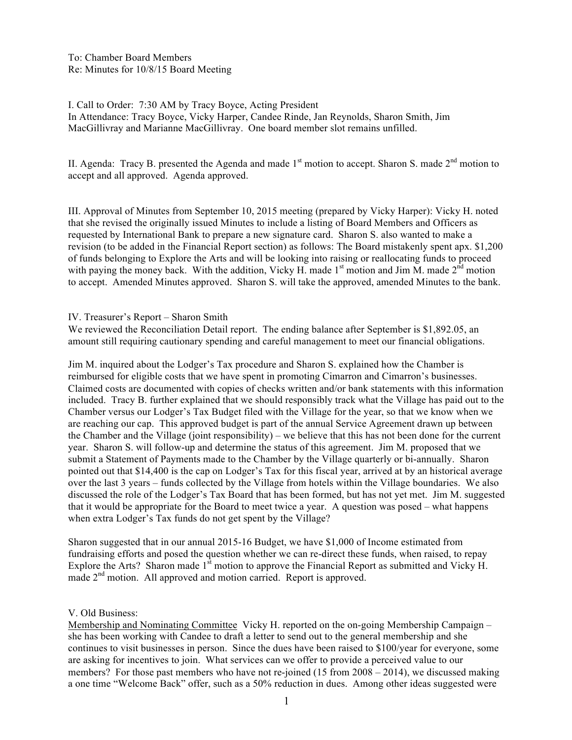To: Chamber Board Members
Re: Minutes for 10/8/15 Board Meeting

I. Call to Order: 7:30 AM by Tracy Boyce, Acting President
In Attendance: Tracy Boyce, Vicky Harper, Candee Rinde, Jan Reynolds, Sharon Smith, Jim MacGillivray and Marianne MacGillivray. One board member slot remains unfilled.

II. Agenda: Tracy B. presented the Agenda and made 1st motion to accept. Sharon S. made 2nd motion to accept and all approved. Agenda approved.

III. Approval of Minutes from September 10, 2015 meeting (prepared by Vicky Harper): Vicky H. noted that she revised the originally issued Minutes to include a listing of Board Members and Officers as requested by International Bank to prepare a new signature card. Sharon S. also wanted to make a revision (to be added in the Financial Report section) as follows: The Board mistakenly spent apx. $1,200 of funds belonging to Explore the Arts and will be looking into raising or reallocating funds to proceed with paying the money back. With the addition, Vicky H. made 1st motion and Jim M. made 2nd motion to accept. Amended Minutes approved. Sharon S. will take the approved, amended Minutes to the bank.

IV. Treasurer's Report – Sharon Smith
We reviewed the Reconciliation Detail report. The ending balance after September is $1,892.05, an amount still requiring cautionary spending and careful management to meet our financial obligations.

Jim M. inquired about the Lodger's Tax procedure and Sharon S. explained how the Chamber is reimbursed for eligible costs that we have spent in promoting Cimarron and Cimarron's businesses. Claimed costs are documented with copies of checks written and/or bank statements with this information included. Tracy B. further explained that we should responsibly track what the Village has paid out to the Chamber versus our Lodger's Tax Budget filed with the Village for the year, so that we know when we are reaching our cap. This approved budget is part of the annual Service Agreement drawn up between the Chamber and the Village (joint responsibility) – we believe that this has not been done for the current year. Sharon S. will follow-up and determine the status of this agreement. Jim M. proposed that we submit a Statement of Payments made to the Chamber by the Village quarterly or bi-annually. Sharon pointed out that $14,400 is the cap on Lodger's Tax for this fiscal year, arrived at by an historical average over the last 3 years – funds collected by the Village from hotels within the Village boundaries. We also discussed the role of the Lodger's Tax Board that has been formed, but has not yet met. Jim M. suggested that it would be appropriate for the Board to meet twice a year. A question was posed – what happens when extra Lodger's Tax funds do not get spent by the Village?

Sharon suggested that in our annual 2015-16 Budget, we have $1,000 of Income estimated from fundraising efforts and posed the question whether we can re-direct these funds, when raised, to repay Explore the Arts? Sharon made 1st motion to approve the Financial Report as submitted and Vicky H. made 2nd motion. All approved and motion carried. Report is approved.

V. Old Business:
Membership and Nominating Committee Vicky H. reported on the on-going Membership Campaign – she has been working with Candee to draft a letter to send out to the general membership and she continues to visit businesses in person. Since the dues have been raised to $100/year for everyone, some are asking for incentives to join. What services can we offer to provide a perceived value to our members? For those past members who have not re-joined (15 from 2008 – 2014), we discussed making a one time "Welcome Back" offer, such as a 50% reduction in dues. Among other ideas suggested were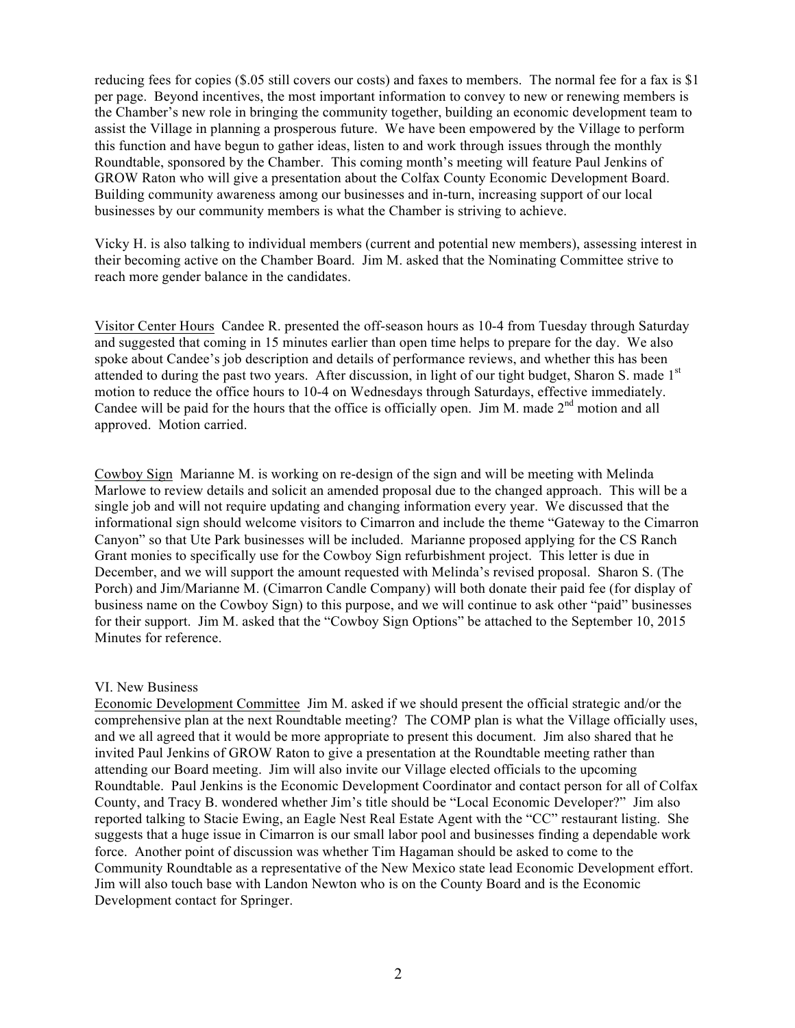reducing fees for copies ($.05 still covers our costs) and faxes to members. The normal fee for a fax is $1 per page. Beyond incentives, the most important information to convey to new or renewing members is the Chamber's new role in bringing the community together, building an economic development team to assist the Village in planning a prosperous future. We have been empowered by the Village to perform this function and have begun to gather ideas, listen to and work through issues through the monthly Roundtable, sponsored by the Chamber. This coming month's meeting will feature Paul Jenkins of GROW Raton who will give a presentation about the Colfax County Economic Development Board. Building community awareness among our businesses and in-turn, increasing support of our local businesses by our community members is what the Chamber is striving to achieve.

Vicky H. is also talking to individual members (current and potential new members), assessing interest in their becoming active on the Chamber Board. Jim M. asked that the Nominating Committee strive to reach more gender balance in the candidates.

Visitor Center Hours Candee R. presented the off-season hours as 10-4 from Tuesday through Saturday and suggested that coming in 15 minutes earlier than open time helps to prepare for the day. We also spoke about Candee's job description and details of performance reviews, and whether this has been attended to during the past two years. After discussion, in light of our tight budget, Sharon S. made 1st motion to reduce the office hours to 10-4 on Wednesdays through Saturdays, effective immediately. Candee will be paid for the hours that the office is officially open. Jim M. made 2nd motion and all approved. Motion carried.

Cowboy Sign Marianne M. is working on re-design of the sign and will be meeting with Melinda Marlowe to review details and solicit an amended proposal due to the changed approach. This will be a single job and will not require updating and changing information every year. We discussed that the informational sign should welcome visitors to Cimarron and include the theme "Gateway to the Cimarron Canyon" so that Ute Park businesses will be included. Marianne proposed applying for the CS Ranch Grant monies to specifically use for the Cowboy Sign refurbishment project. This letter is due in December, and we will support the amount requested with Melinda's revised proposal. Sharon S. (The Porch) and Jim/Marianne M. (Cimarron Candle Company) will both donate their paid fee (for display of business name on the Cowboy Sign) to this purpose, and we will continue to ask other "paid" businesses for their support. Jim M. asked that the "Cowboy Sign Options" be attached to the September 10, 2015 Minutes for reference.

VI. New Business

Economic Development Committee Jim M. asked if we should present the official strategic and/or the comprehensive plan at the next Roundtable meeting? The COMP plan is what the Village officially uses, and we all agreed that it would be more appropriate to present this document. Jim also shared that he invited Paul Jenkins of GROW Raton to give a presentation at the Roundtable meeting rather than attending our Board meeting. Jim will also invite our Village elected officials to the upcoming Roundtable. Paul Jenkins is the Economic Development Coordinator and contact person for all of Colfax County, and Tracy B. wondered whether Jim's title should be "Local Economic Developer?" Jim also reported talking to Stacie Ewing, an Eagle Nest Real Estate Agent with the "CC" restaurant listing. She suggests that a huge issue in Cimarron is our small labor pool and businesses finding a dependable work force. Another point of discussion was whether Tim Hagaman should be asked to come to the Community Roundtable as a representative of the New Mexico state lead Economic Development effort. Jim will also touch base with Landon Newton who is on the County Board and is the Economic Development contact for Springer.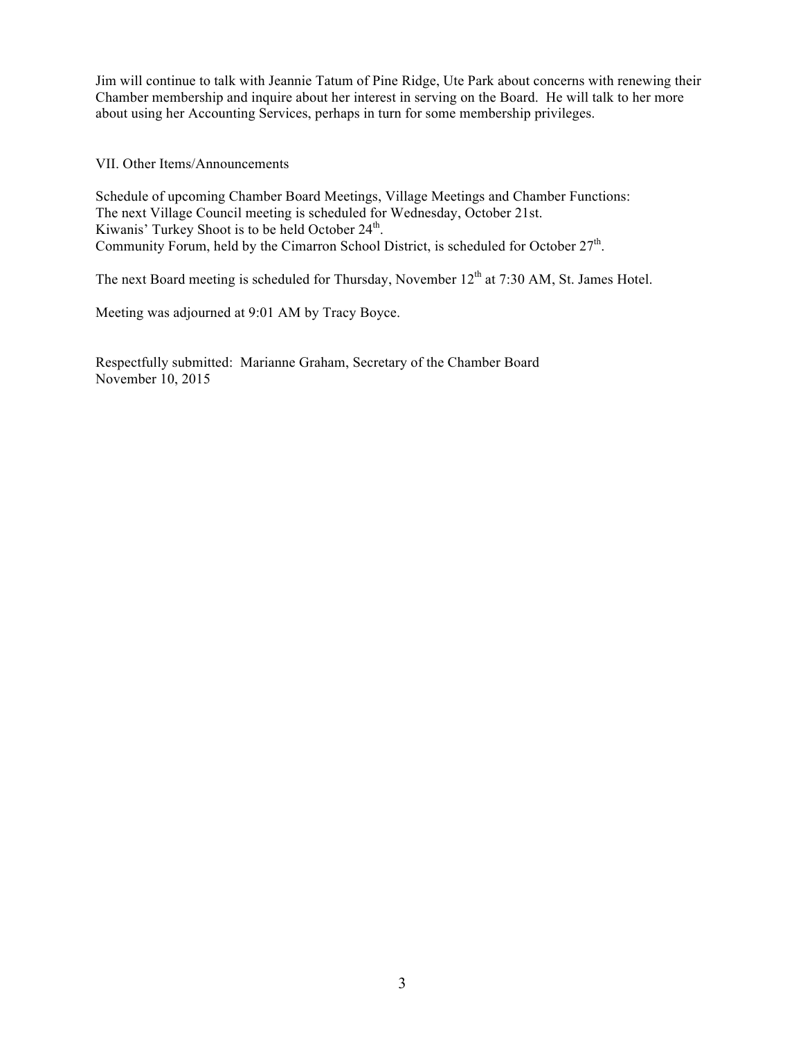Jim will continue to talk with Jeannie Tatum of Pine Ridge, Ute Park about concerns with renewing their Chamber membership and inquire about her interest in serving on the Board. He will talk to her more about using her Accounting Services, perhaps in turn for some membership privileges.

VII. Other Items/Announcements

Schedule of upcoming Chamber Board Meetings, Village Meetings and Chamber Functions:
The next Village Council meeting is scheduled for Wednesday, October 21st.
Kiwanis' Turkey Shoot is to be held October 24th.
Community Forum, held by the Cimarron School District, is scheduled for October 27th.

The next Board meeting is scheduled for Thursday, November 12th at 7:30 AM, St. James Hotel.

Meeting was adjourned at 9:01 AM by Tracy Boyce.

Respectfully submitted: Marianne Graham, Secretary of the Chamber Board
November 10, 2015